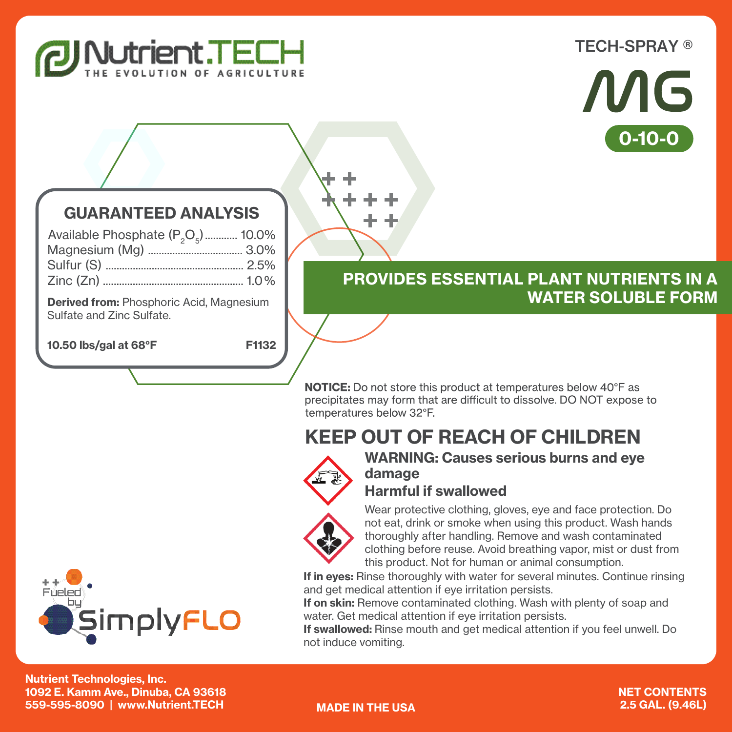# Nutrient.TECH

THE EVOLUTION OF AGRICULTURE

TECH-SPRAY ®

# MG

**0-10-0**

## GUARANTEED ANALYSIS

| | |
|---|---|
| Available Phosphate ($P_2O_5$) | 10.0% |
| Magnesium (Mg) | 3.0% |
| Sulfur (S) | 2.5% |
| Zinc (Zn) | 1.0% |

**Derived from:** Phosphoric Acid, Magnesium Sulfate and Zinc Sulfate.

**10.50 lbs/gal at 68°F** **F1132**

**PROVIDES ESSENTIAL PLANT NUTRIENTS IN A WATER SOLUBLE FORM**

**NOTICE:** Do not store this product at temperatures below 40°F as precipitates may form that are difficult to dissolve. DO NOT expose to temperatures below 32°F.

## KEEP OUT OF REACH OF CHILDREN

**WARNING: Causes serious burns and eye damage**

**Harmful if swallowed**

Wear protective clothing, gloves, eye and face protection. Do not eat, drink or smoke when using this product. Wash hands thoroughly after handling. Remove and wash contaminated clothing before reuse. Avoid breathing vapor, mist or dust from this product. Not for human or animal consumption.

**If in eyes:** Rinse thoroughly with water for several minutes. Continue rinsing and get medical attention if eye irritation persists.

**If on skin:** Remove contaminated clothing. Wash with plenty of soap and water. Get medical attention if eye irritation persists.

**If swallowed:** Rinse mouth and get medical attention if you feel unwell. Do not induce vomiting.

Fueled by SimplyFLO

**Nutrient Technologies, Inc.**
**1092 E. Kamm Ave., Dinuba, CA 93618**
**559-595-8090 | www.Nutrient.TECH**

**MADE IN THE USA**

**NET CONTENTS**
**2.5 GAL. (9.46L)**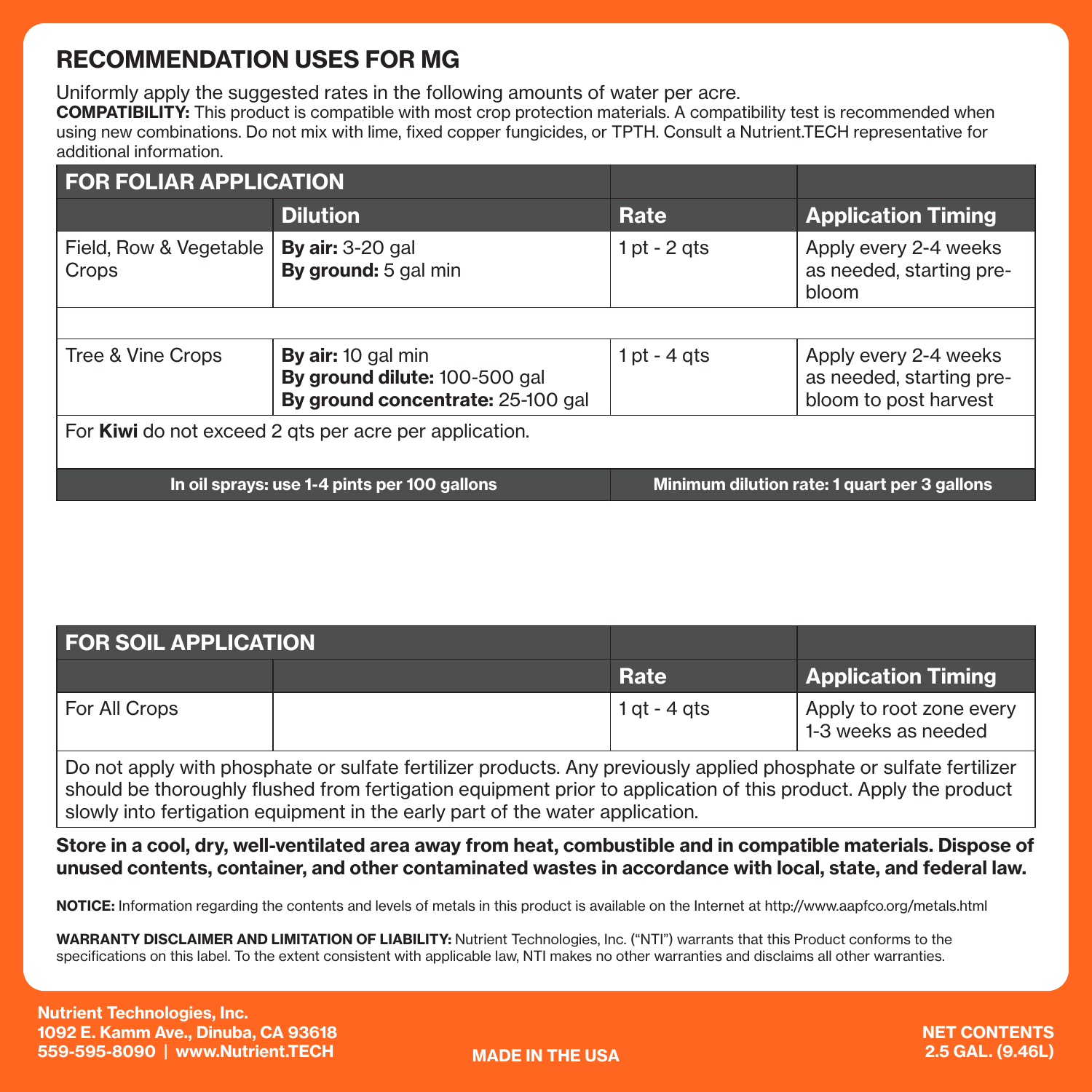# RECOMMENDATION USES FOR MG

Uniformly apply the suggested rates in the following amounts of water per acre.

**COMPATIBILITY:** This product is compatible with most crop protection materials. A compatibility test is recommended when using new combinations. Do not mix with lime, fixed copper fungicides, or TPTH. Consult a Nutrient.TECH representative for additional information.

| FOR FOLIAR APPLICATION | | | |
|---|---|---|---|
| | **Dilution** | **Rate** | **Application Timing** |
| Field, Row & Vegetable Crops | **By air:** 3-20 gal<br>**By ground:** 5 gal min | 1 pt - 2 qts | Apply every 2-4 weeks as needed, starting pre-bloom |
| | | | |
| Tree & Vine Crops | **By air:** 10 gal min<br>**By ground dilute:** 100-500 gal<br>**By ground concentrate:** 25-100 gal | 1 pt - 4 qts | Apply every 2-4 weeks as needed, starting pre-bloom to post harvest |
| For **Kiwi** do not exceed 2 qts per acre per application. | | | |
| **In oil sprays: use 1-4 pints per 100 gallons** | | **Minimum dilution rate: 1 quart per 3 gallons** | |

| FOR SOIL APPLICATION | | | |
|---|---|---|---|
| | | **Rate** | **Application Timing** |
| For All Crops | | 1 qt - 4 qts | Apply to root zone every 1-3 weeks as needed |
| Do not apply with phosphate or sulfate fertilizer products. Any previously applied phosphate or sulfate fertilizer should be thoroughly flushed from fertigation equipment prior to application of this product. Apply the product slowly into fertigation equipment in the early part of the water application. | | | |

**Store in a cool, dry, well-ventilated area away from heat, combustible and in compatible materials. Dispose of unused contents, container, and other contaminated wastes in accordance with local, state, and federal law.**

**NOTICE:** Information regarding the contents and levels of metals in this product is available on the Internet at http://www.aapfco.org/metals.html

**WARRANTY DISCLAIMER AND LIMITATION OF LIABILITY:** Nutrient Technologies, Inc. ("NTI") warrants that this Product conforms to the specifications on this label. To the extent consistent with applicable law, NTI makes no other warranties and disclaims all other warranties.

**Nutrient Technologies, Inc.**
**1092 E. Kamm Ave., Dinuba, CA 93618**
**559-595-8090 | www.Nutrient.TECH**

**MADE IN THE USA**

**NET CONTENTS**
**2.5 GAL. (9.46L)**